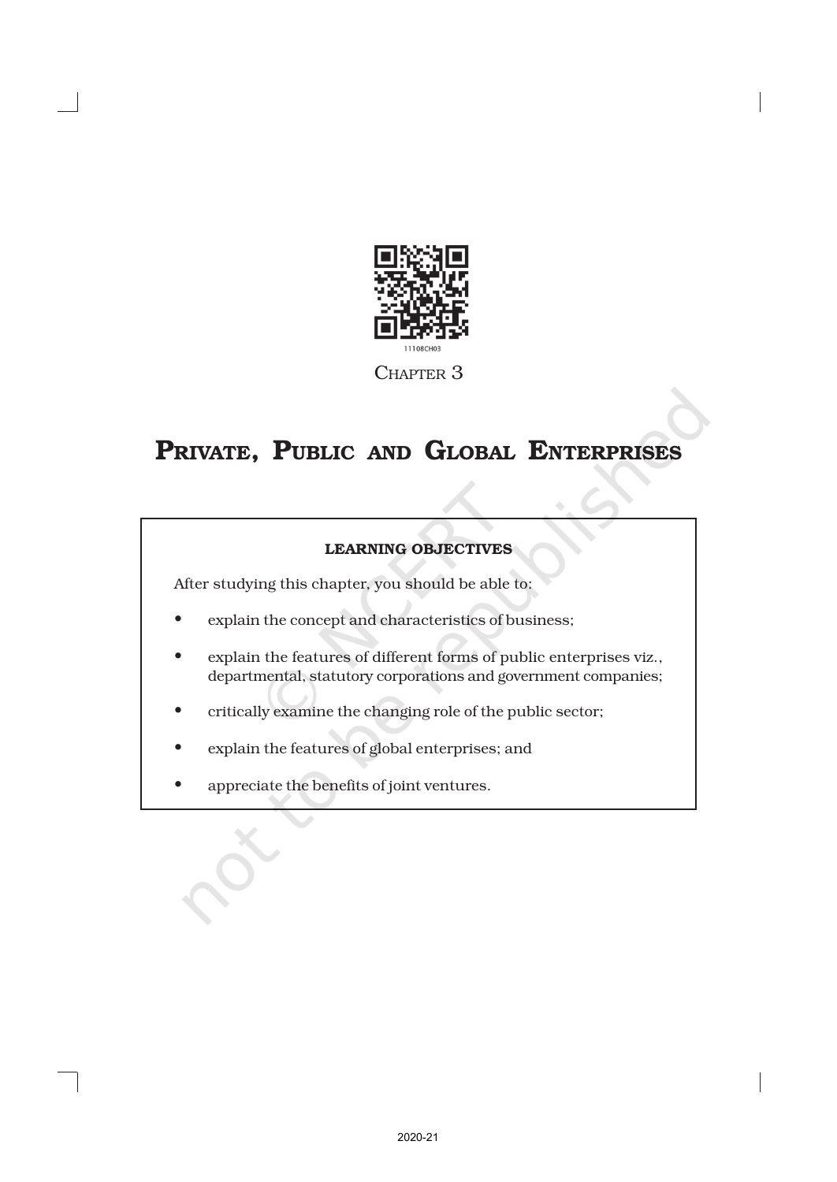CHAPTER 3

# PRIVATE, PUBLIC AND GLOBAL ENTERPRISES

**LEARNING OBJECTIVES**

After studying this chapter, you should be able to:

- explain the concept and characteristics of business;
- explain the features of different forms of public enterprises viz., departmental, statutory corporations and government companies;
- critically examine the changing role of the public sector;
- explain the features of global enterprises; and
- appreciate the benefits of joint ventures.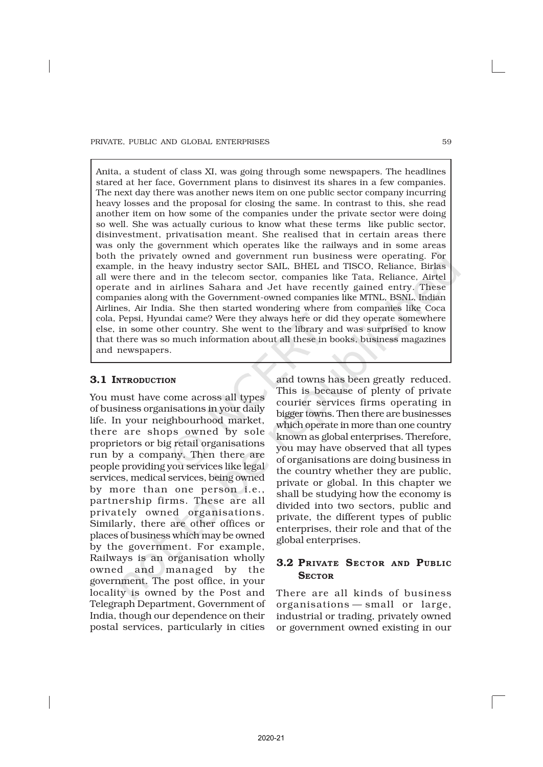Anita, a student of class XI, was going through some newspapers. The headlines stared at her face, Government plans to disinvest its shares in a few companies. The next day there was another news item on one public sector company incurring heavy losses and the proposal for closing the same. In contrast to this, she read another item on how some of the companies under the private sector were doing so well. She was actually curious to know what these terms like public sector, disinvestment, privatisation meant. She realised that in certain areas there was only the government which operates like the railways and in some areas both the privately owned and government run business were operating. For example, in the heavy industry sector SAIL, BHEL and TISCO, Reliance, Birlas all were there and in the telecom sector, companies like Tata, Reliance, Airtel operate and in airlines Sahara and Jet have recently gained entry. These companies along with the Government-owned companies like MTNL, BSNL, Indian Airlines, Air India. She then started wondering where from companies like Coca cola, Pepsi, Hyundai came? Were they always here or did they operate somewhere else, in some other country. She went to the library and was surprised to know that there was so much information about all these in books, business magazines and newspapers.

## 3.1 Introduction

You must have come across all types of business organisations in your daily life. In your neighbourhood market, there are shops owned by sole proprietors or big retail organisations run by a company. Then there are people providing you services like legal services, medical services, being owned by more than one person i.e., partnership firms. These are all privately owned organisations. Similarly, there are other offices or places of business which may be owned by the government. For example, Railways is an organisation wholly owned and managed by the government. The post office, in your locality is owned by the Post and Telegraph Department, Government of India, though our dependence on their postal services, particularly in cities and towns has been greatly reduced. This is because of plenty of private courier services firms operating in bigger towns. Then there are businesses which operate in more than one country known as global enterprises. Therefore, you may have observed that all types of organisations are doing business in the country whether they are public, private or global. In this chapter we shall be studying how the economy is divided into two sectors, public and private, the different types of public enterprises, their role and that of the global enterprises.

## 3.2 Private Sector and Public Sector

There are all kinds of business organisations — small or large, industrial or trading, privately owned or government owned existing in our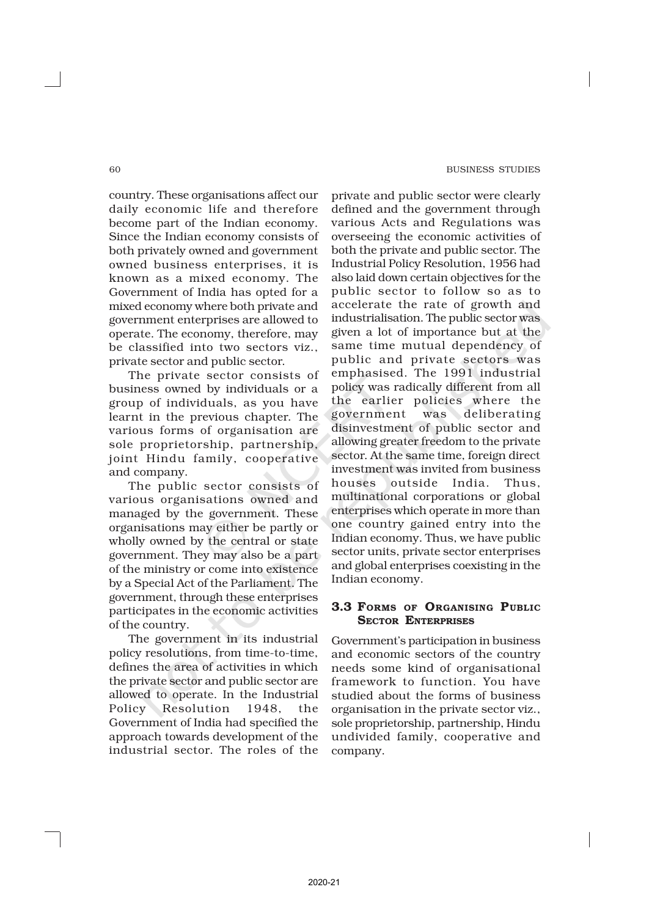country. These organisations affect our daily economic life and therefore become part of the Indian economy. Since the Indian economy consists of both privately owned and government owned business enterprises, it is known as a mixed economy. The Government of India has opted for a mixed economy where both private and government enterprises are allowed to operate. The economy, therefore, may be classified into two sectors viz., private sector and public sector.

The private sector consists of business owned by individuals or a group of individuals, as you have learnt in the previous chapter. The various forms of organisation are sole proprietorship, partnership, joint Hindu family, cooperative and company.

The public sector consists of various organisations owned and managed by the government. These organisations may either be partly or wholly owned by the central or state government. They may also be a part of the ministry or come into existence by a Special Act of the Parliament. The government, through these enterprises participates in the economic activities of the country.

The government in its industrial policy resolutions, from time-to-time, defines the area of activities in which the private sector and public sector are allowed to operate. In the Industrial Policy Resolution 1948, the Government of India had specified the approach towards development of the industrial sector. The roles of the private and public sector were clearly defined and the government through various Acts and Regulations was overseeing the economic activities of both the private and public sector. The Industrial Policy Resolution, 1956 had also laid down certain objectives for the public sector to follow so as to accelerate the rate of growth and industrialisation. The public sector was given a lot of importance but at the same time mutual dependency of public and private sectors was emphasised. The 1991 industrial policy was radically different from all the earlier policies where the government was deliberating disinvestment of public sector and allowing greater freedom to the private sector. At the same time, foreign direct investment was invited from business houses outside India. Thus, multinational corporations or global enterprises which operate in more than one country gained entry into the Indian economy. Thus, we have public sector units, private sector enterprises and global enterprises coexisting in the Indian economy.

## 3.3 Forms of Organising Public Sector Enterprises

Government's participation in business and economic sectors of the country needs some kind of organisational framework to function. You have studied about the forms of business organisation in the private sector viz., sole proprietorship, partnership, Hindu undivided family, cooperative and company.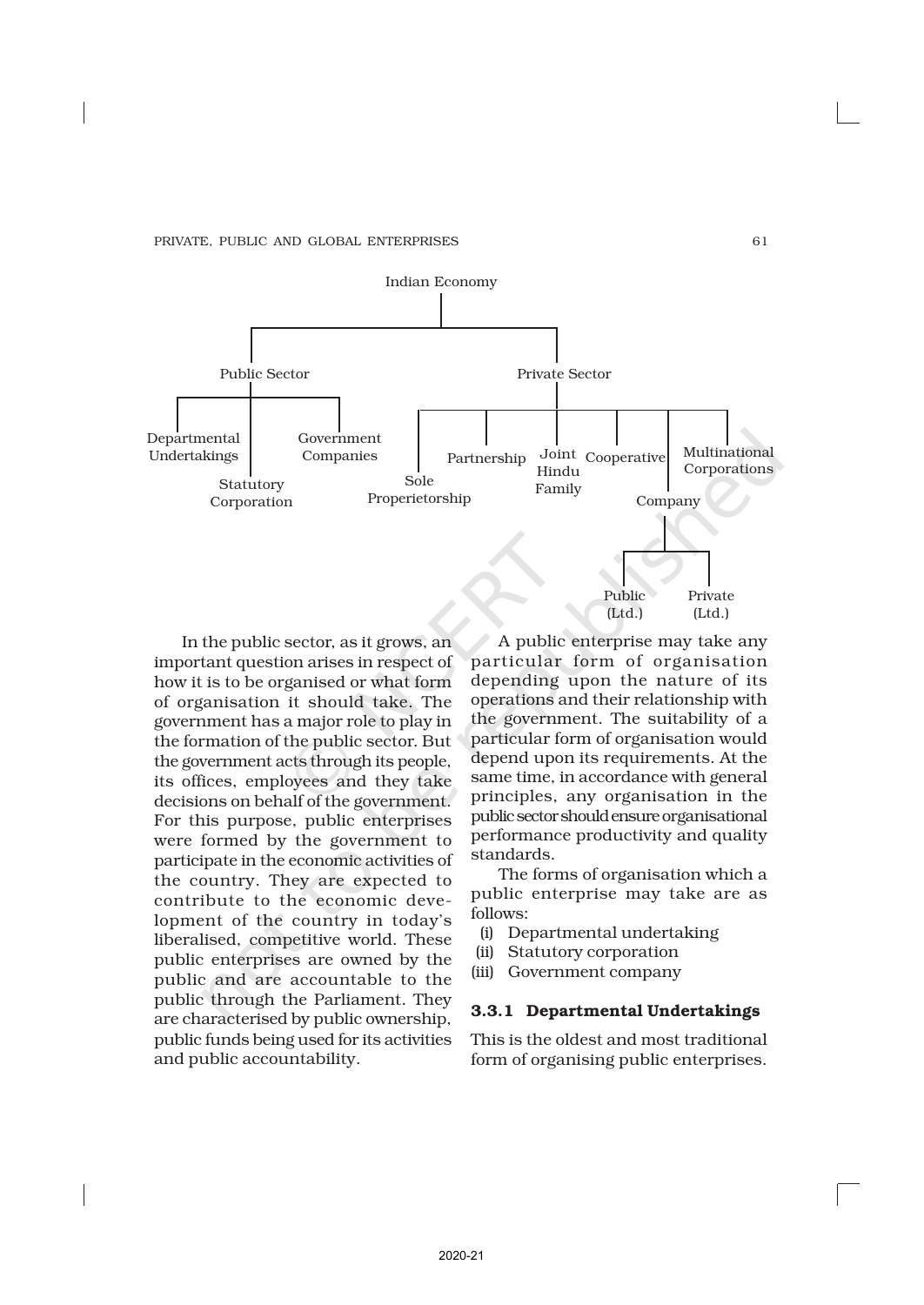Indian Economy

- Public Sector
  - Departmental Undertakings
  - Statutory Corporation
  - Government Companies
- Private Sector
  - Sole Properietorship
  - Partnership
  - Joint Hindu Family
  - Cooperative
  - Company
    - Public (Ltd.)
    - Private (Ltd.)
  - Multinational Corporations

In the public sector, as it grows, an important question arises in respect of how it is to be organised or what form of organisation it should take. The government has a major role to play in the formation of the public sector. But the government acts through its people, its offices, employees and they take decisions on behalf of the government. For this purpose, public enterprises were formed by the government to participate in the economic activities of the country. They are expected to contribute to the economic development of the country in today's liberalised, competitive world. These public enterprises are owned by the public and are accountable to the public through the Parliament. They are characterised by public ownership, public funds being used for its activities and public accountability.

A public enterprise may take any particular form of organisation depending upon the nature of its operations and their relationship with the government. The suitability of a particular form of organisation would depend upon its requirements. At the same time, in accordance with general principles, any organisation in the public sector should ensure organisational performance productivity and quality standards.

The forms of organisation which a public enterprise may take are as follows:

(i) Departmental undertaking
(ii) Statutory corporation
(iii) Government company

### 3.3.1 Departmental Undertakings

This is the oldest and most traditional form of organising public enterprises.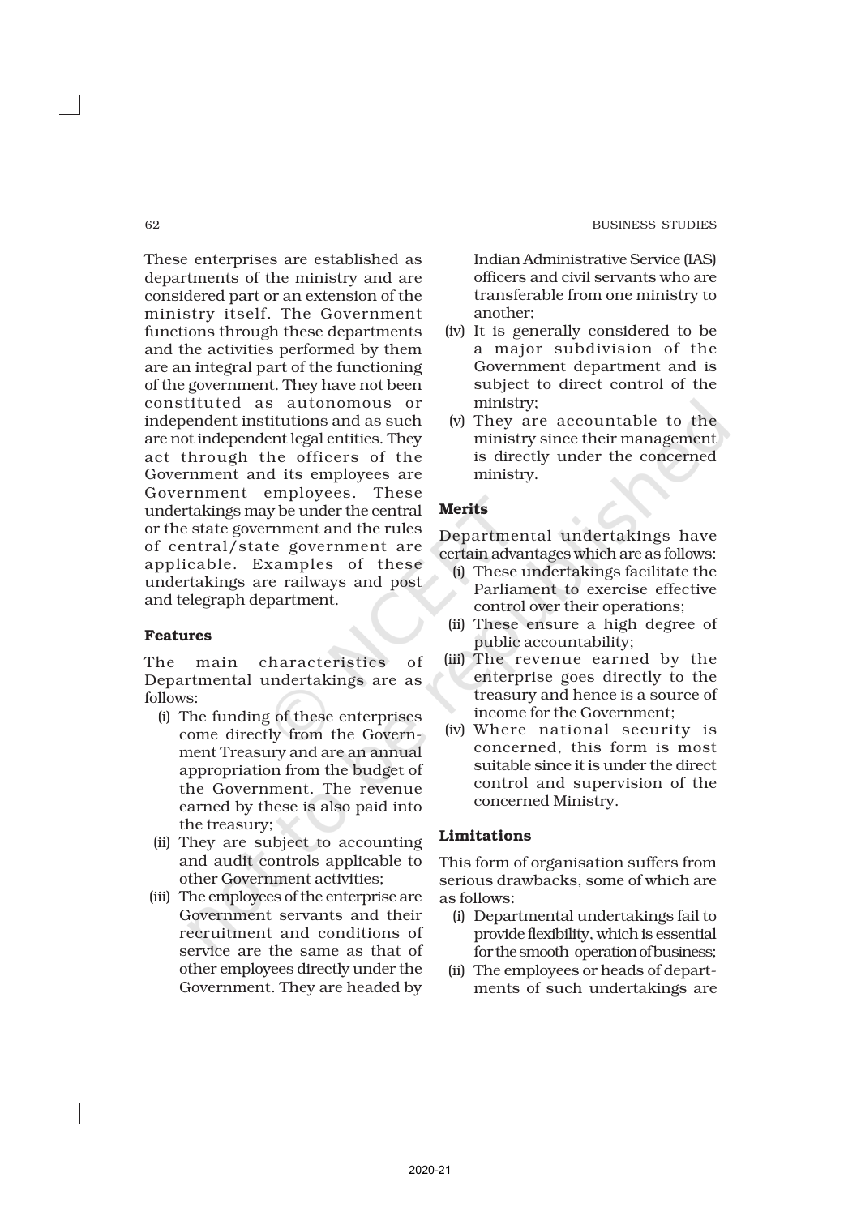These enterprises are established as departments of the ministry and are considered part or an extension of the ministry itself. The Government functions through these departments and the activities performed by them are an integral part of the functioning of the government. They have not been constituted as autonomous or independent institutions and as such are not independent legal entities. They act through the officers of the Government and its employees are Government employees. These undertakings may be under the central or the state government and the rules of central/state government are applicable. Examples of these undertakings are railways and post and telegraph department.

#### Features

The main characteristics of Departmental undertakings are as follows:

(i) The funding of these enterprises come directly from the Government Treasury and are an annual appropriation from the budget of the Government. The revenue earned by these is also paid into the treasury;

(ii) They are subject to accounting and audit controls applicable to other Government activities;

(iii) The employees of the enterprise are Government servants and their recruitment and conditions of service are the same as that of other employees directly under the Government. They are headed by Indian Administrative Service (IAS) officers and civil servants who are transferable from one ministry to another;

(iv) It is generally considered to be a major subdivision of the Government department and is subject to direct control of the ministry;

(v) They are accountable to the ministry since their management is directly under the concerned ministry.

#### Merits

Departmental undertakings have certain advantages which are as follows:

(i) These undertakings facilitate the Parliament to exercise effective control over their operations;

(ii) These ensure a high degree of public accountability;

(iii) The revenue earned by the enterprise goes directly to the treasury and hence is a source of income for the Government;

(iv) Where national security is concerned, this form is most suitable since it is under the direct control and supervision of the concerned Ministry.

#### Limitations

This form of organisation suffers from serious drawbacks, some of which are as follows:

(i) Departmental undertakings fail to provide flexibility, which is essential for the smooth operation of business;

(ii) The employees or heads of departments of such undertakings are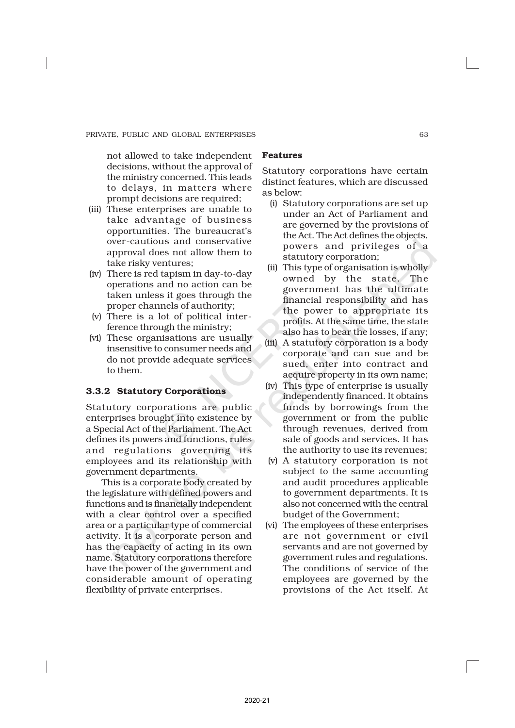not allowed to take independent decisions, without the approval of the ministry concerned. This leads to delays, in matters where prompt decisions are required;

(iii) These enterprises are unable to take advantage of business opportunities. The bureaucrat's over-cautious and conservative approval does not allow them to take risky ventures;

(iv) There is red tapism in day-to-day operations and no action can be taken unless it goes through the proper channels of authority;

(v) There is a lot of political interference through the ministry;

(vi) These organisations are usually insensitive to consumer needs and do not provide adequate services to them.

### 3.3.2 Statutory Corporations

Statutory corporations are public enterprises brought into existence by a Special Act of the Parliament. The Act defines its powers and functions, rules and regulations governing its employees and its relationship with government departments.

This is a corporate body created by the legislature with defined powers and functions and is financially independent with a clear control over a specified area or a particular type of commercial activity. It is a corporate person and has the capacity of acting in its own name. Statutory corporations therefore have the power of the government and considerable amount of operating flexibility of private enterprises.

**Features**

Statutory corporations have certain distinct features, which are discussed as below:

(i) Statutory corporations are set up under an Act of Parliament and are governed by the provisions of the Act. The Act defines the objects, powers and privileges of a statutory corporation;

(ii) This type of organisation is wholly owned by the state. The government has the ultimate financial responsibility and has the power to appropriate its profits. At the same time, the state also has to bear the losses, if any;

(iii) A statutory corporation is a body corporate and can sue and be sued, enter into contract and acquire property in its own name;

(iv) This type of enterprise is usually independently financed. It obtains funds by borrowings from the government or from the public through revenues, derived from sale of goods and services. It has the authority to use its revenues;

(v) A statutory corporation is not subject to the same accounting and audit procedures applicable to government departments. It is also not concerned with the central budget of the Government;

(vi) The employees of these enterprises are not government or civil servants and are not governed by government rules and regulations. The conditions of service of the employees are governed by the provisions of the Act itself. At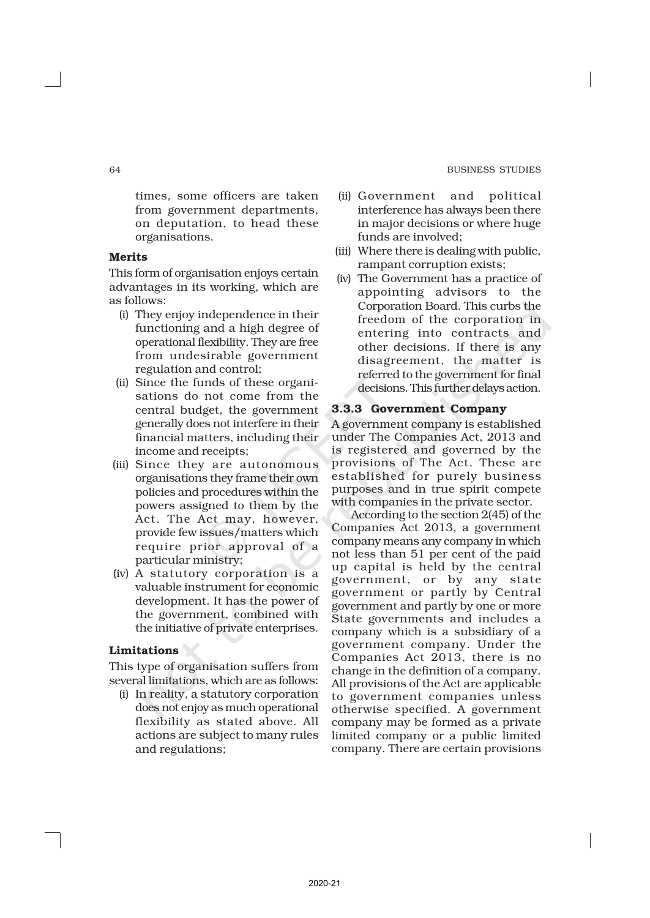times, some officers are taken from government departments, on deputation, to head these organisations.

**Merits**

This form of organisation enjoys certain advantages in its working, which are as follows:

(i) They enjoy independence in their functioning and a high degree of operational flexibility. They are free from undesirable government regulation and control;

(ii) Since the funds of these organisations do not come from the central budget, the government generally does not interfere in their financial matters, including their income and receipts;

(iii) Since they are autonomous organisations they frame their own policies and procedures within the powers assigned to them by the Act. The Act may, however, provide few issues/matters which require prior approval of a particular ministry;

(iv) A statutory corporation is a valuable instrument for economic development. It has the power of the government, combined with the initiative of private enterprises.

**Limitations**

This type of organisation suffers from several limitations, which are as follows:

(i) In reality, a statutory corporation does not enjoy as much operational flexibility as stated above. All actions are subject to many rules and regulations;

(ii) Government and political interference has always been there in major decisions or where huge funds are involved;

(iii) Where there is dealing with public, rampant corruption exists;

(iv) The Government has a practice of appointing advisors to the Corporation Board. This curbs the freedom of the corporation in entering into contracts and other decisions. If there is any disagreement, the matter is referred to the government for final decisions. This further delays action.

### 3.3.3 Government Company

A government company is established under The Companies Act, 2013 and is registered and governed by the provisions of The Act. These are established for purely business purposes and in true spirit compete with companies in the private sector.

According to the section 2(45) of the Companies Act 2013, a government company means any company in which not less than 51 per cent of the paid up capital is held by the central government, or by any state government or partly by Central government and partly by one or more State governments and includes a company which is a subsidiary of a government company. Under the Companies Act 2013, there is no change in the definition of a company. All provisions of the Act are applicable to government companies unless otherwise specified. A government company may be formed as a private limited company or a public limited company. There are certain provisions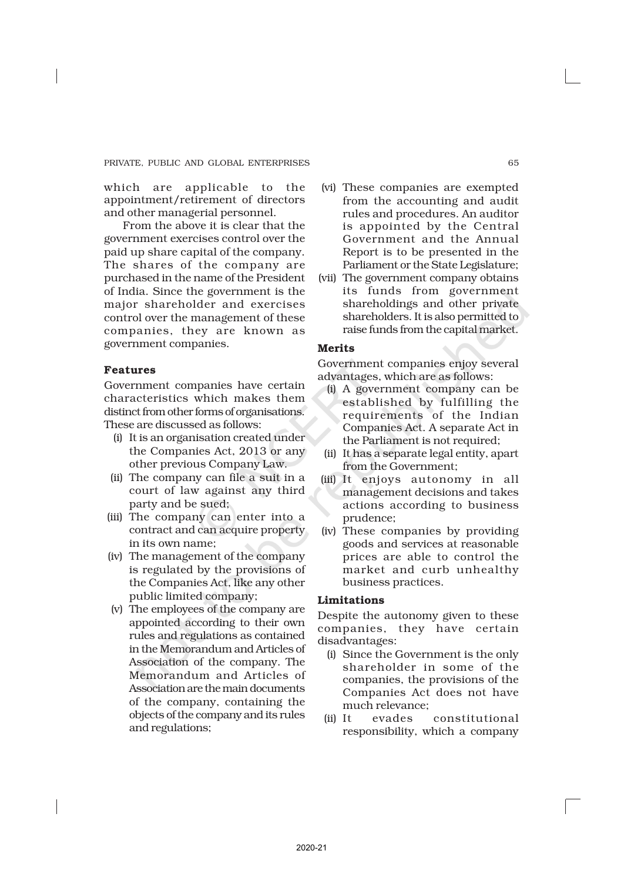which are applicable to the appointment/retirement of directors and other managerial personnel.

From the above it is clear that the government exercises control over the paid up share capital of the company. The shares of the company are purchased in the name of the President of India. Since the government is the major shareholder and exercises control over the management of these companies, they are known as government companies.

### Features

Government companies have certain characteristics which makes them distinct from other forms of organisations. These are discussed as follows:

(i) It is an organisation created under the Companies Act, 2013 or any other previous Company Law.

(ii) The company can file a suit in a court of law against any third party and be sued;

(iii) The company can enter into a contract and can acquire property in its own name;

(iv) The management of the company is regulated by the provisions of the Companies Act, like any other public limited company;

(v) The employees of the company are appointed according to their own rules and regulations as contained in the Memorandum and Articles of Association of the company. The Memorandum and Articles of Association are the main documents of the company, containing the objects of the company and its rules and regulations;

(vi) These companies are exempted from the accounting and audit rules and procedures. An auditor is appointed by the Central Government and the Annual Report is to be presented in the Parliament or the State Legislature;

(vii) The government company obtains its funds from government shareholdings and other private shareholders. It is also permitted to raise funds from the capital market.

### Merits

Government companies enjoy several advantages, which are as follows:

(i) A government company can be established by fulfilling the requirements of the Indian Companies Act. A separate Act in the Parliament is not required;

(ii) It has a separate legal entity, apart from the Government;

(iii) It enjoys autonomy in all management decisions and takes actions according to business prudence;

(iv) These companies by providing goods and services at reasonable prices are able to control the market and curb unhealthy business practices.

### Limitations

Despite the autonomy given to these companies, they have certain disadvantages:

(i) Since the Government is the only shareholder in some of the companies, the provisions of the Companies Act does not have much relevance;

(ii) It evades constitutional responsibility, which a company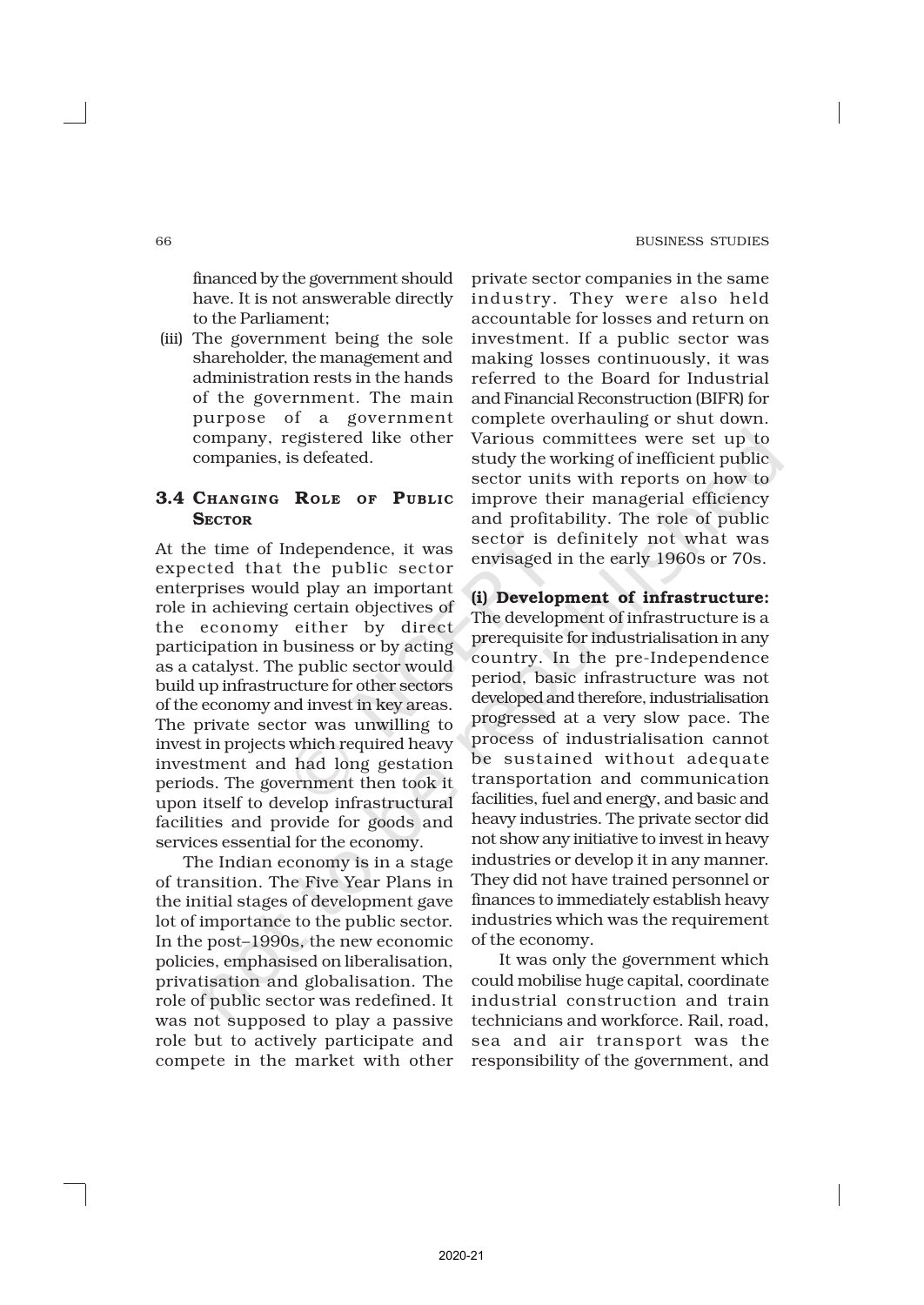financed by the government should have. It is not answerable directly to the Parliament;

(iii) The government being the sole shareholder, the management and administration rests in the hands of the government. The main purpose of a government company, registered like other companies, is defeated.

## 3.4 Changing Role of Public Sector

At the time of Independence, it was expected that the public sector enterprises would play an important role in achieving certain objectives of the economy either by direct participation in business or by acting as a catalyst. The public sector would build up infrastructure for other sectors of the economy and invest in key areas. The private sector was unwilling to invest in projects which required heavy investment and had long gestation periods. The government then took it upon itself to develop infrastructural facilities and provide for goods and services essential for the economy.

The Indian economy is in a stage of transition. The Five Year Plans in the initial stages of development gave lot of importance to the public sector. In the post–1990s, the new economic policies, emphasised on liberalisation, privatisation and globalisation. The role of public sector was redefined. It was not supposed to play a passive role but to actively participate and compete in the market with other private sector companies in the same industry. They were also held accountable for losses and return on investment. If a public sector was making losses continuously, it was referred to the Board for Industrial and Financial Reconstruction (BIFR) for complete overhauling or shut down. Various committees were set up to study the working of inefficient public sector units with reports on how to improve their managerial efficiency and profitability. The role of public sector is definitely not what was envisaged in the early 1960s or 70s.

**(i) Development of infrastructure:** The development of infrastructure is a prerequisite for industrialisation in any country. In the pre-Independence period, basic infrastructure was not developed and therefore, industrialisation progressed at a very slow pace. The process of industrialisation cannot be sustained without adequate transportation and communication facilities, fuel and energy, and basic and heavy industries. The private sector did not show any initiative to invest in heavy industries or develop it in any manner. They did not have trained personnel or finances to immediately establish heavy industries which was the requirement of the economy.

It was only the government which could mobilise huge capital, coordinate industrial construction and train technicians and workforce. Rail, road, sea and air transport was the responsibility of the government, and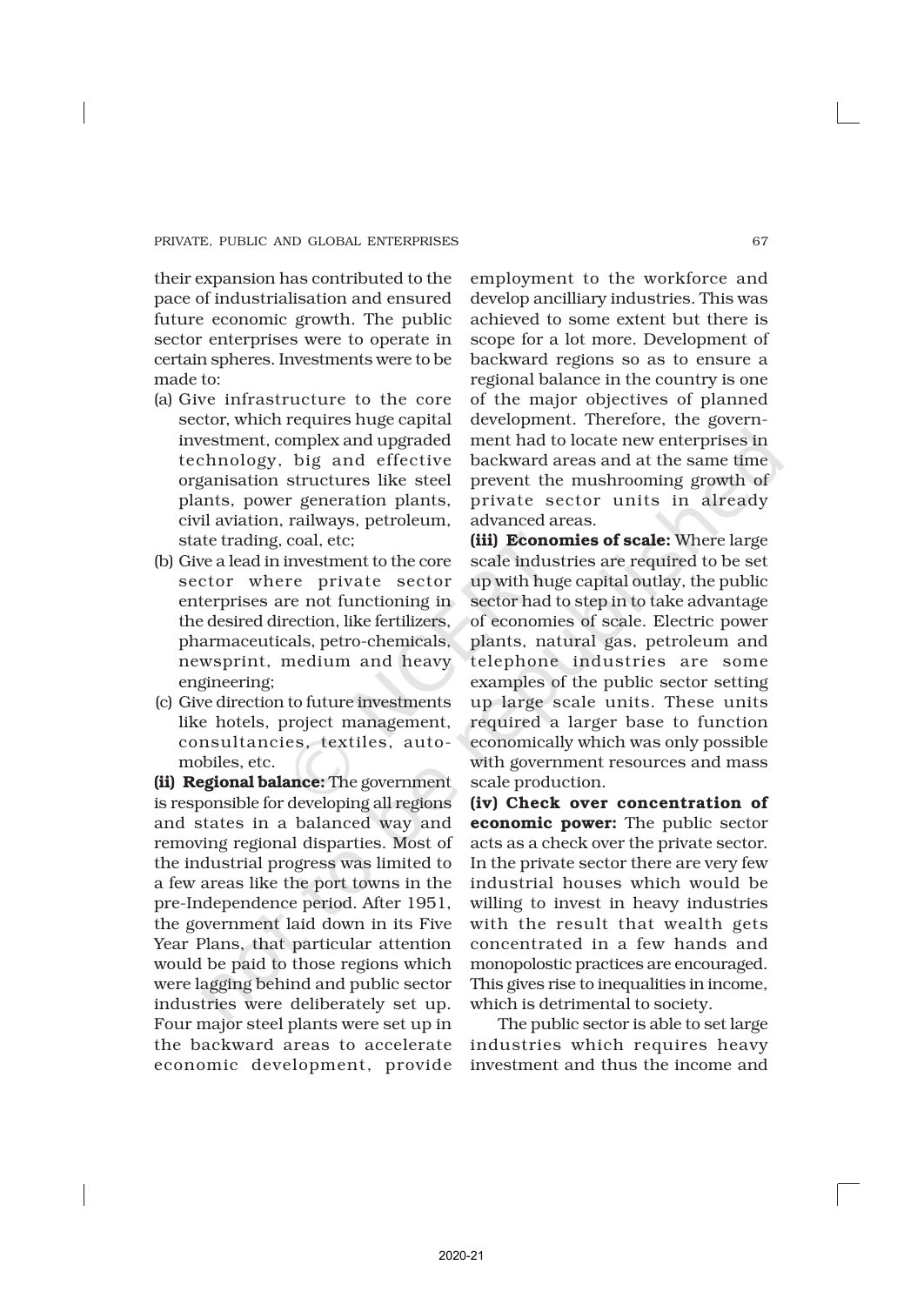their expansion has contributed to the pace of industrialisation and ensured future economic growth. The public sector enterprises were to operate in certain spheres. Investments were to be made to:

(a) Give infrastructure to the core sector, which requires huge capital investment, complex and upgraded technology, big and effective organisation structures like steel plants, power generation plants, civil aviation, railways, petroleum, state trading, coal, etc;
(b) Give a lead in investment to the core sector where private sector enterprises are not functioning in the desired direction, like fertilizers, pharmaceuticals, petro-chemicals, newsprint, medium and heavy engineering;
(c) Give direction to future investments like hotels, project management, consultancies, textiles, automobiles, etc.

**(ii) Regional balance:** The government is responsible for developing all regions and states in a balanced way and removing regional disparties. Most of the industrial progress was limited to a few areas like the port towns in the pre-Independence period. After 1951, the government laid down in its Five Year Plans, that particular attention would be paid to those regions which were lagging behind and public sector industries were deliberately set up. Four major steel plants were set up in the backward areas to accelerate economic development, provide employment to the workforce and develop ancilliary industries. This was achieved to some extent but there is scope for a lot more. Development of backward regions so as to ensure a regional balance in the country is one of the major objectives of planned development. Therefore, the government had to locate new enterprises in backward areas and at the same time prevent the mushrooming growth of private sector units in already advanced areas.

**(iii) Economies of scale:** Where large scale industries are required to be set up with huge capital outlay, the public sector had to step in to take advantage of economies of scale. Electric power plants, natural gas, petroleum and telephone industries are some examples of the public sector setting up large scale units. These units required a larger base to function economically which was only possible with government resources and mass scale production.

**(iv) Check over concentration of economic power:** The public sector acts as a check over the private sector. In the private sector there are very few industrial houses which would be willing to invest in heavy industries with the result that wealth gets concentrated in a few hands and monopolostic practices are encouraged. This gives rise to inequalities in income, which is detrimental to society.

The public sector is able to set large industries which requires heavy investment and thus the income and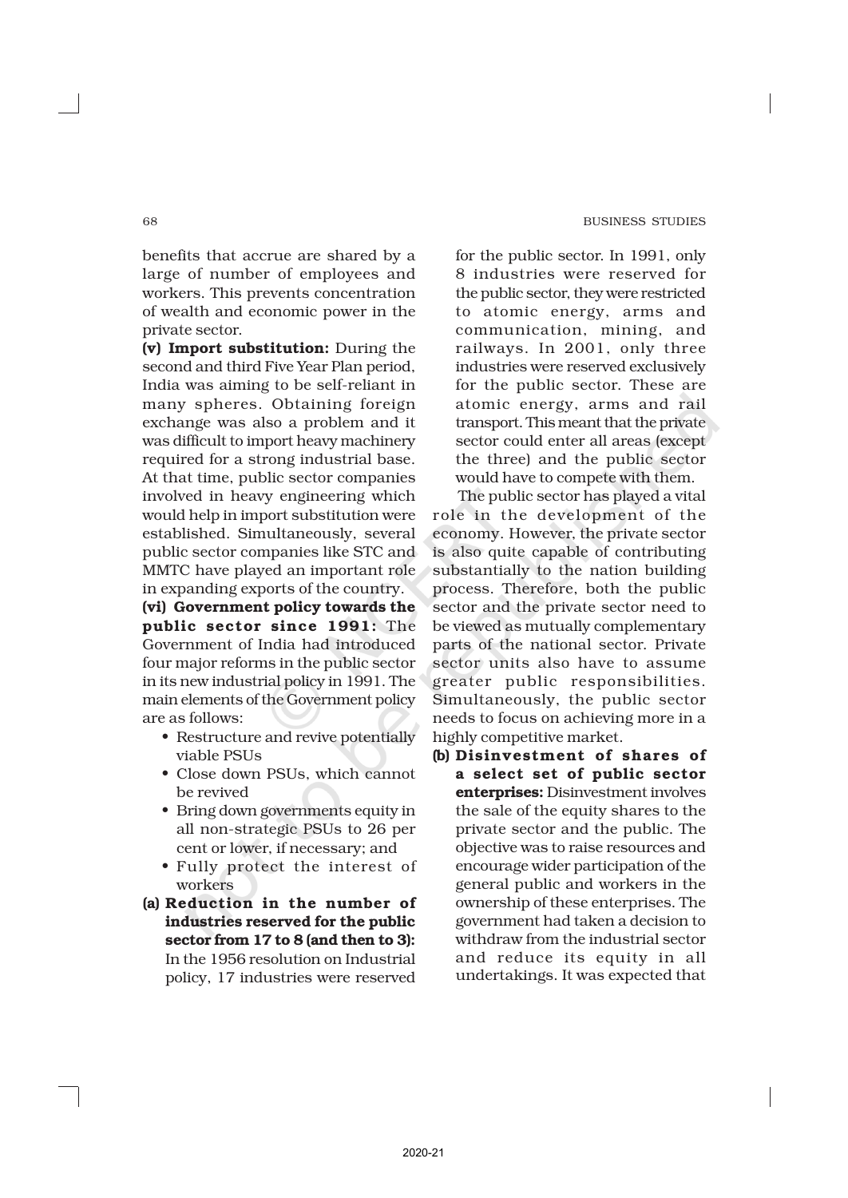benefits that accrue are shared by a large of number of employees and workers. This prevents concentration of wealth and economic power in the private sector.

**(v) Import substitution:** During the second and third Five Year Plan period, India was aiming to be self-reliant in many spheres. Obtaining foreign exchange was also a problem and it was difficult to import heavy machinery required for a strong industrial base. At that time, public sector companies involved in heavy engineering which would help in import substitution were established. Simultaneously, several public sector companies like STC and MMTC have played an important role in expanding exports of the country.

**(vi) Government policy towards the public sector since 1991:** The Government of India had introduced four major reforms in the public sector in its new industrial policy in 1991. The main elements of the Government policy are as follows:

- Restructure and revive potentially viable PSUs
- Close down PSUs, which cannot be revived
- Bring down governments equity in all non-strategic PSUs to 26 per cent or lower, if necessary; and
- Fully protect the interest of workers

**(a) Reduction in the number of industries reserved for the public sector from 17 to 8 (and then to 3):** In the 1956 resolution on Industrial policy, 17 industries were reserved for the public sector. In 1991, only 8 industries were reserved for the public sector, they were restricted to atomic energy, arms and communication, mining, and railways. In 2001, only three industries were reserved exclusively for the public sector. These are atomic energy, arms and rail transport. This meant that the private sector could enter all areas (except the three) and the public sector would have to compete with them.

The public sector has played a vital role in the development of the economy. However, the private sector is also quite capable of contributing substantially to the nation building process. Therefore, both the public sector and the private sector need to be viewed as mutually complementary parts of the national sector. Private sector units also have to assume greater public responsibilities. Simultaneously, the public sector needs to focus on achieving more in a highly competitive market.

**(b) Disinvestment of shares of a select set of public sector enterprises:** Disinvestment involves the sale of the equity shares to the private sector and the public. The objective was to raise resources and encourage wider participation of the general public and workers in the ownership of these enterprises. The government had taken a decision to withdraw from the industrial sector and reduce its equity in all undertakings. It was expected that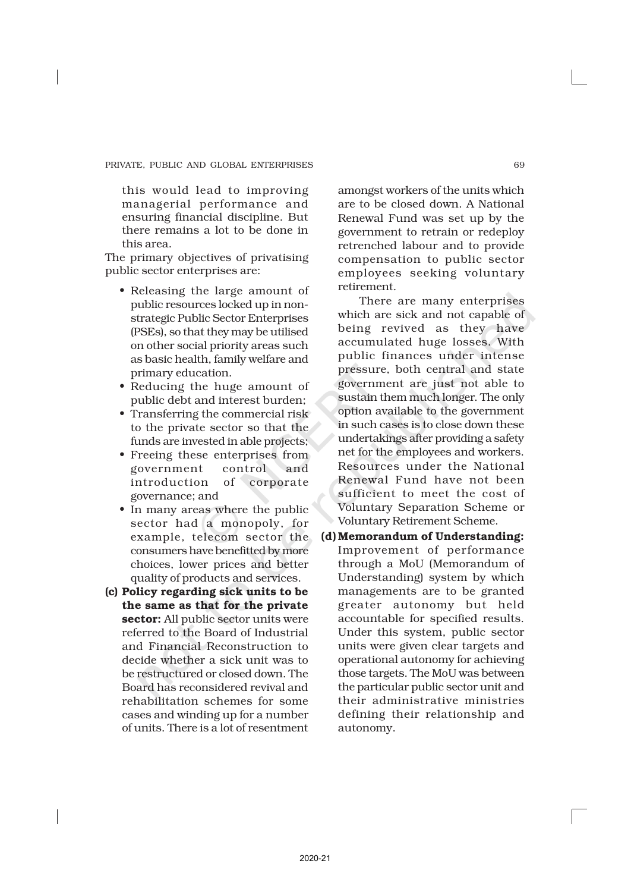this would lead to improving managerial performance and ensuring financial discipline. But there remains a lot to be done in this area.

The primary objectives of privatising public sector enterprises are:

- Releasing the large amount of public resources locked up in non-strategic Public Sector Enterprises (PSEs), so that they may be utilised on other social priority areas such as basic health, family welfare and primary education.
- Reducing the huge amount of public debt and interest burden;
- Transferring the commercial risk to the private sector so that the funds are invested in able projects;
- Freeing these enterprises from government control and introduction of corporate governance; and
- In many areas where the public sector had a monopoly, for example, telecom sector the consumers have benefitted by more choices, lower prices and better quality of products and services.

**(c) Policy regarding sick units to be the same as that for the private sector:** All public sector units were referred to the Board of Industrial and Financial Reconstruction to decide whether a sick unit was to be restructured or closed down. The Board has reconsidered revival and rehabilitation schemes for some cases and winding up for a number of units. There is a lot of resentment amongst workers of the units which are to be closed down. A National Renewal Fund was set up by the government to retrain or redeploy retrenched labour and to provide compensation to public sector employees seeking voluntary retirement.

There are many enterprises which are sick and not capable of being revived as they have accumulated huge losses. With public finances under intense pressure, both central and state government are just not able to sustain them much longer. The only option available to the government in such cases is to close down these undertakings after providing a safety net for the employees and workers. Resources under the National Renewal Fund have not been sufficient to meet the cost of Voluntary Separation Scheme or Voluntary Retirement Scheme.

**(d) Memorandum of Understanding:** Improvement of performance through a MoU (Memorandum of Understanding) system by which managements are to be granted greater autonomy but held accountable for specified results. Under this system, public sector units were given clear targets and operational autonomy for achieving those targets. The MoU was between the particular public sector unit and their administrative ministries defining their relationship and autonomy.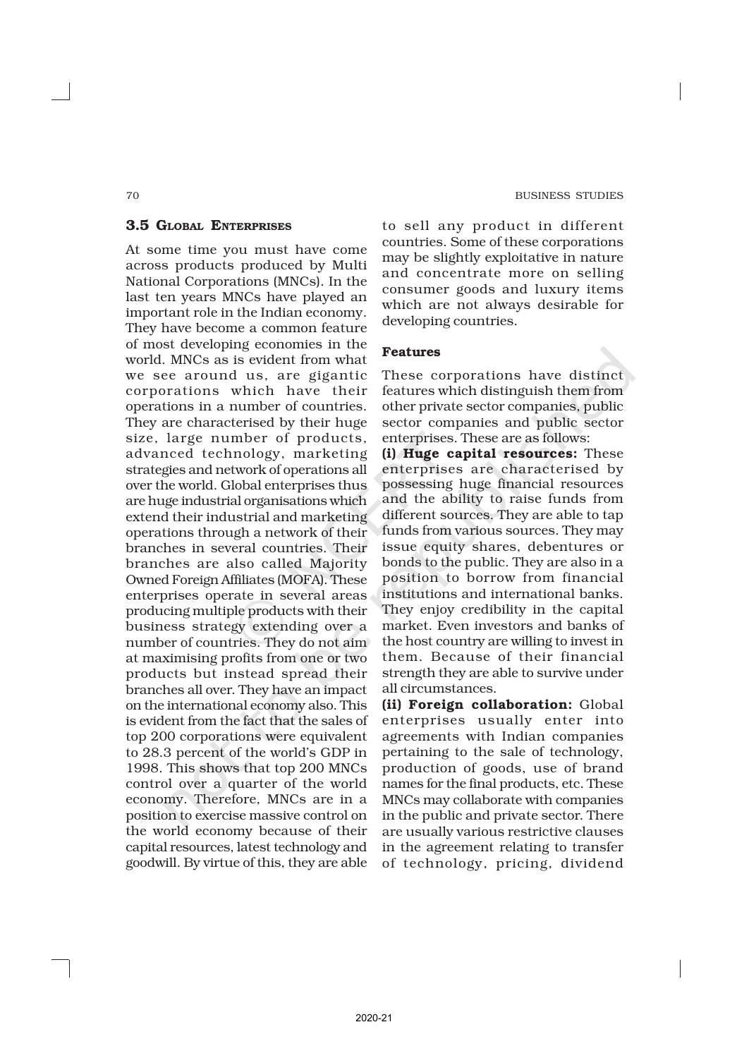### 3.5 Global Enterprises

At some time you must have come across products produced by Multi National Corporations (MNCs). In the last ten years MNCs have played an important role in the Indian economy. They have become a common feature of most developing economies in the world. MNCs as is evident from what we see around us, are gigantic corporations which have their operations in a number of countries. They are characterised by their huge size, large number of products, advanced technology, marketing strategies and network of operations all over the world. Global enterprises thus are huge industrial organisations which extend their industrial and marketing operations through a network of their branches in several countries. Their branches are also called Majority Owned Foreign Affiliates (MOFA). These enterprises operate in several areas producing multiple products with their business strategy extending over a number of countries. They do not aim at maximising profits from one or two products but instead spread their branches all over. They have an impact on the international economy also. This is evident from the fact that the sales of top 200 corporations were equivalent to 28.3 percent of the world's GDP in 1998. This shows that top 200 MNCs control over a quarter of the world economy. Therefore, MNCs are in a position to exercise massive control on the world economy because of their capital resources, latest technology and goodwill. By virtue of this, they are able to sell any product in different countries. Some of these corporations may be slightly exploitative in nature and concentrate more on selling consumer goods and luxury items which are not always desirable for developing countries.

#### Features

These corporations have distinct features which distinguish them from other private sector companies, public sector companies and public sector enterprises. These are as follows:

**(i) Huge capital resources:** These enterprises are characterised by possessing huge financial resources and the ability to raise funds from different sources. They are able to tap funds from various sources. They may issue equity shares, debentures or bonds to the public. They are also in a position to borrow from financial institutions and international banks. They enjoy credibility in the capital market. Even investors and banks of the host country are willing to invest in them. Because of their financial strength they are able to survive under all circumstances.

**(ii) Foreign collaboration:** Global enterprises usually enter into agreements with Indian companies pertaining to the sale of technology, production of goods, use of brand names for the final products, etc. These MNCs may collaborate with companies in the public and private sector. There are usually various restrictive clauses in the agreement relating to transfer of technology, pricing, dividend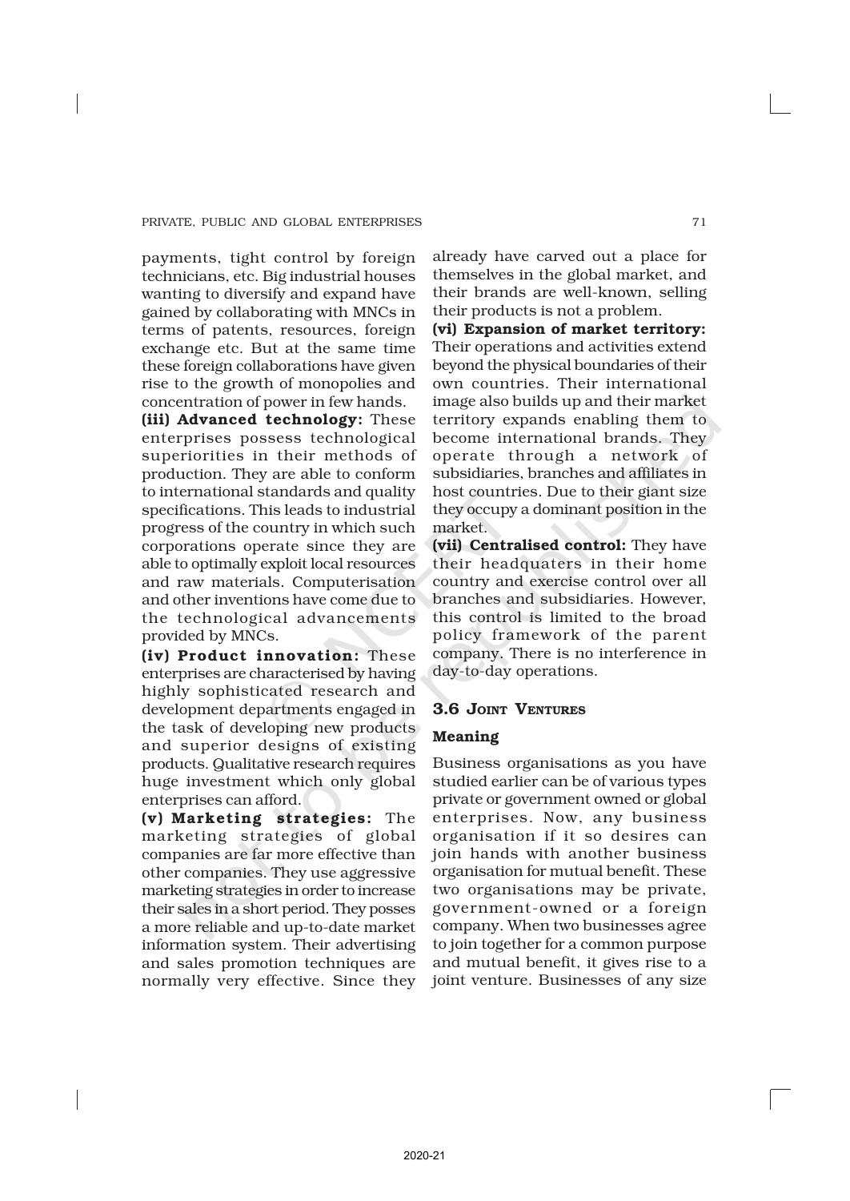payments, tight control by foreign technicians, etc. Big industrial houses wanting to diversify and expand have gained by collaborating with MNCs in terms of patents, resources, foreign exchange etc. But at the same time these foreign collaborations have given rise to the growth of monopolies and concentration of power in few hands.

**(iii) Advanced technology:** These enterprises possess technological superiorities in their methods of production. They are able to conform to international standards and quality specifications. This leads to industrial progress of the country in which such corporations operate since they are able to optimally exploit local resources and raw materials. Computerisation and other inventions have come due to the technological advancements provided by MNCs.

**(iv) Product innovation:** These enterprises are characterised by having highly sophisticated research and development departments engaged in the task of developing new products and superior designs of existing products. Qualitative research requires huge investment which only global enterprises can afford.

**(v) Marketing strategies:** The marketing strategies of global companies are far more effective than other companies. They use aggressive marketing strategies in order to increase their sales in a short period. They posses a more reliable and up-to-date market information system. Their advertising and sales promotion techniques are normally very effective. Since they already have carved out a place for themselves in the global market, and their brands are well-known, selling their products is not a problem.

**(vi) Expansion of market territory:** Their operations and activities extend beyond the physical boundaries of their own countries. Their international image also builds up and their market territory expands enabling them to become international brands. They operate through a network of subsidiaries, branches and affiliates in host countries. Due to their giant size they occupy a dominant position in the market.

**(vii) Centralised control:** They have their headquaters in their home country and exercise control over all branches and subsidiaries. However, this control is limited to the broad policy framework of the parent company. There is no interference in day-to-day operations.

## 3.6 Joint Ventures

### Meaning

Business organisations as you have studied earlier can be of various types private or government owned or global enterprises. Now, any business organisation if it so desires can join hands with another business organisation for mutual benefit. These two organisations may be private, government-owned or a foreign company. When two businesses agree to join together for a common purpose and mutual benefit, it gives rise to a joint venture. Businesses of any size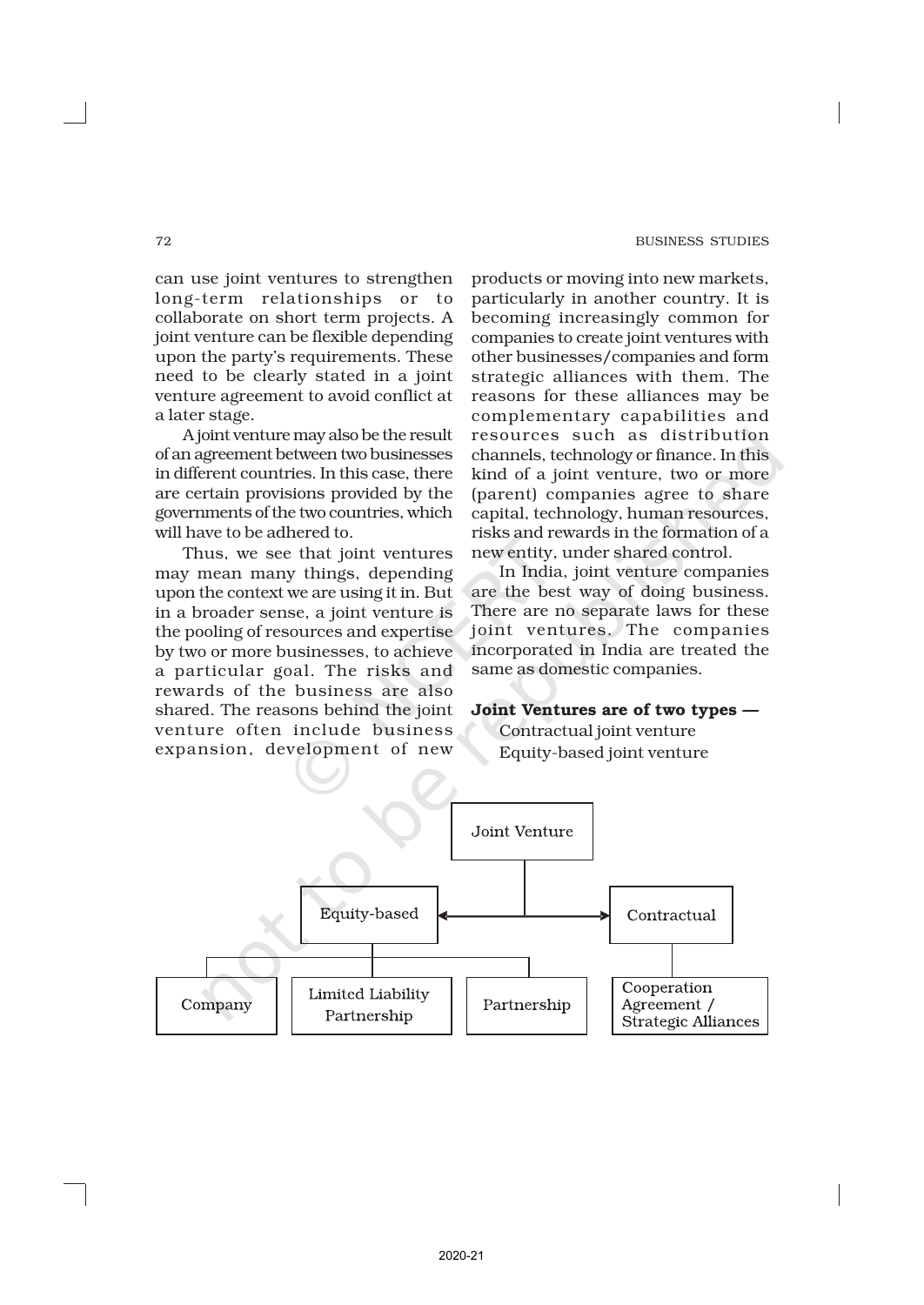can use joint ventures to strengthen long-term relationships or to collaborate on short term projects. A joint venture can be flexible depending upon the party's requirements. These need to be clearly stated in a joint venture agreement to avoid conflict at a later stage.

A joint venture may also be the result of an agreement between two businesses in different countries. In this case, there are certain provisions provided by the governments of the two countries, which will have to be adhered to.

Thus, we see that joint ventures may mean many things, depending upon the context we are using it in. But in a broader sense, a joint venture is the pooling of resources and expertise by two or more businesses, to achieve a particular goal. The risks and rewards of the business are also shared. The reasons behind the joint venture often include business expansion, development of new products or moving into new markets, particularly in another country. It is becoming increasingly common for companies to create joint ventures with other businesses/companies and form strategic alliances with them. The reasons for these alliances may be complementary capabilities and resources such as distribution channels, technology or finance. In this kind of a joint venture, two or more (parent) companies agree to share capital, technology, human resources, risks and rewards in the formation of a new entity, under shared control.

In India, joint venture companies are the best way of doing business. There are no separate laws for these joint ventures. The companies incorporated in India are treated the same as domestic companies.

**Joint Ventures are of two types —**

Contractual joint venture

Equity-based joint venture

- Joint Venture
  - Equity-based
    - Company
    - Limited Liability Partnership
    - Partnership
  - Contractual
    - Cooperation Agreement / Strategic Alliances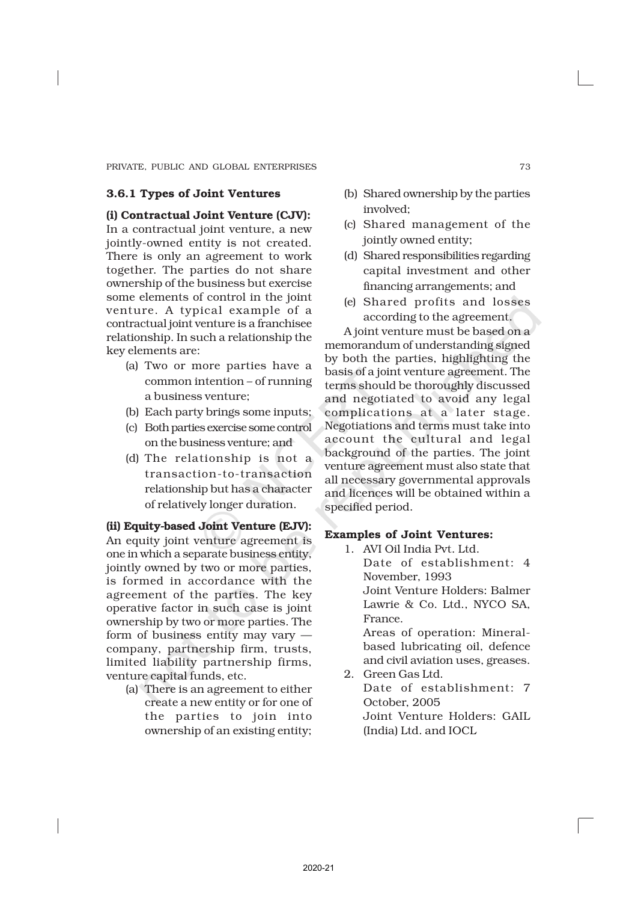### 3.6.1 Types of Joint Ventures

**(i) Contractual Joint Venture (CJV):** In a contractual joint venture, a new jointly-owned entity is not created. There is only an agreement to work together. The parties do not share ownership of the business but exercise some elements of control in the joint venture. A typical example of a contractual joint venture is a franchisee relationship. In such a relationship the key elements are:

(a) Two or more parties have a common intention – of running a business venture;

(b) Each party brings some inputs;

(c) Both parties exercise some control on the business venture; and

(d) The relationship is not a transaction-to-transaction relationship but has a character of relatively longer duration.

**(ii) Equity-based Joint Venture (EJV):** An equity joint venture agreement is one in which a separate business entity, jointly owned by two or more parties, is formed in accordance with the agreement of the parties. The key operative factor in such case is joint ownership by two or more parties. The form of business entity may vary — company, partnership firm, trusts, limited liability partnership firms, venture capital funds, etc.

(a) There is an agreement to either create a new entity or for one of the parties to join into ownership of an existing entity;

(b) Shared ownership by the parties involved;

(c) Shared management of the jointly owned entity;

(d) Shared responsibilities regarding capital investment and other financing arrangements; and

(e) Shared profits and losses according to the agreement.

A joint venture must be based on a memorandum of understanding signed by both the parties, highlighting the basis of a joint venture agreement. The terms should be thoroughly discussed and negotiated to avoid any legal complications at a later stage. Negotiations and terms must take into account the cultural and legal background of the parties. The joint venture agreement must also state that all necessary governmental approvals and licences will be obtained within a specified period.

**Examples of Joint Ventures:**

1. AVI Oil India Pvt. Ltd.
   Date of establishment: 4 November, 1993
   Joint Venture Holders: Balmer Lawrie & Co. Ltd., NYCO SA, France.
   Areas of operation: Mineral-based lubricating oil, defence and civil aviation uses, greases.
2. Green Gas Ltd.
   Date of establishment: 7 October, 2005
   Joint Venture Holders: GAIL (India) Ltd. and IOCL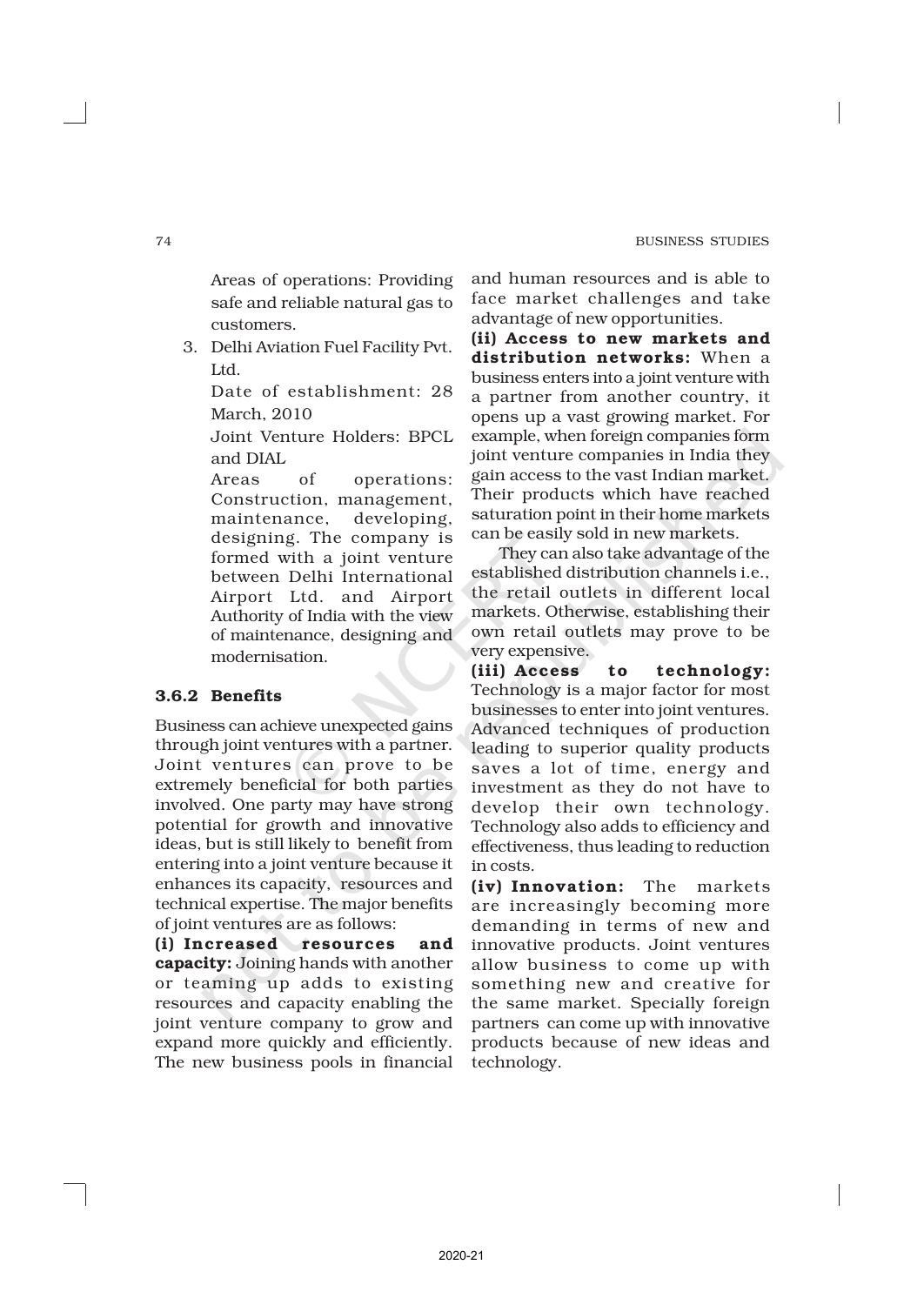Areas of operations: Providing safe and reliable natural gas to customers.

3. Delhi Aviation Fuel Facility Pvt. Ltd.

   Date of establishment: 28 March, 2010

   Joint Venture Holders: BPCL and DIAL

   Areas of operations: Construction, management, maintenance, developing, designing. The company is formed with a joint venture between Delhi International Airport Ltd. and Airport Authority of India with the view of maintenance, designing and modernisation.

### 3.6.2 Benefits

Business can achieve unexpected gains through joint ventures with a partner. Joint ventures can prove to be extremely beneficial for both parties involved. One party may have strong potential for growth and innovative ideas, but is still likely to benefit from entering into a joint venture because it enhances its capacity, resources and technical expertise. The major benefits of joint ventures are as follows:

**(i) Increased resources and capacity:** Joining hands with another or teaming up adds to existing resources and capacity enabling the joint venture company to grow and expand more quickly and efficiently. The new business pools in financial and human resources and is able to face market challenges and take advantage of new opportunities.

**(ii) Access to new markets and distribution networks:** When a business enters into a joint venture with a partner from another country, it opens up a vast growing market. For example, when foreign companies form joint venture companies in India they gain access to the vast Indian market. Their products which have reached saturation point in their home markets can be easily sold in new markets.

They can also take advantage of the established distribution channels i.e., the retail outlets in different local markets. Otherwise, establishing their own retail outlets may prove to be very expensive.

**(iii) Access to technology:** Technology is a major factor for most businesses to enter into joint ventures. Advanced techniques of production leading to superior quality products saves a lot of time, energy and investment as they do not have to develop their own technology. Technology also adds to efficiency and effectiveness, thus leading to reduction in costs.

**(iv) Innovation:** The markets are increasingly becoming more demanding in terms of new and innovative products. Joint ventures allow business to come up with something new and creative for the same market. Specially foreign partners can come up with innovative products because of new ideas and technology.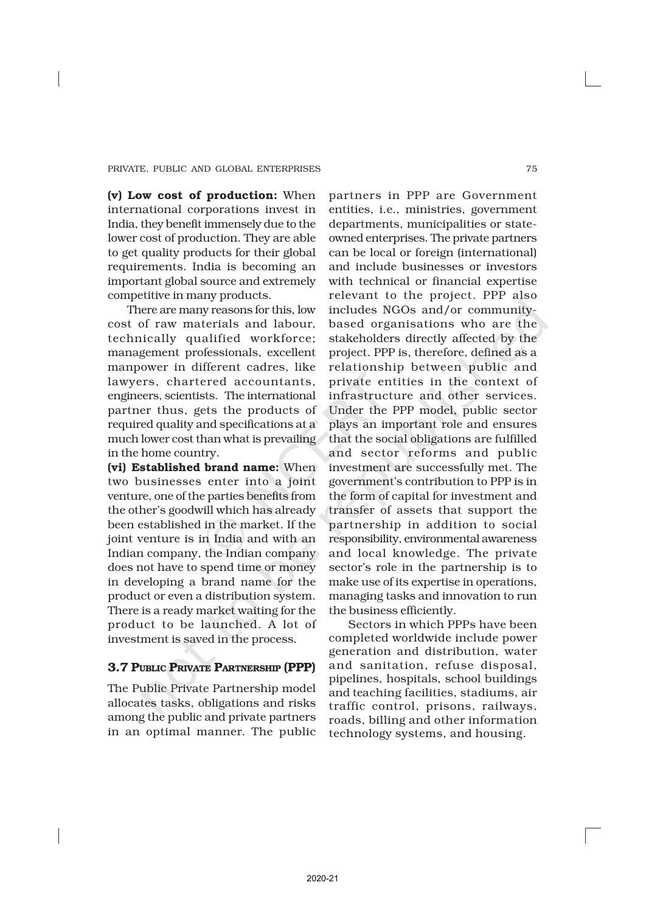**(v) Low cost of production:** When international corporations invest in India, they benefit immensely due to the lower cost of production. They are able to get quality products for their global requirements. India is becoming an important global source and extremely competitive in many products.

There are many reasons for this, low cost of raw materials and labour, technically qualified workforce; management professionals, excellent manpower in different cadres, like lawyers, chartered accountants, engineers, scientists. The international partner thus, gets the products of required quality and specifications at a much lower cost than what is prevailing in the home country.

**(vi) Established brand name:** When two businesses enter into a joint venture, one of the parties benefits from the other's goodwill which has already been established in the market. If the joint venture is in India and with an Indian company, the Indian company does not have to spend time or money in developing a brand name for the product or even a distribution system. There is a ready market waiting for the product to be launched. A lot of investment is saved in the process.

## 3.7 Public Private Partnership (PPP)

The Public Private Partnership model allocates tasks, obligations and risks among the public and private partners in an optimal manner. The public partners in PPP are Government entities, i.e., ministries, government departments, municipalities or state-owned enterprises. The private partners can be local or foreign (international) and include businesses or investors with technical or financial expertise relevant to the project. PPP also includes NGOs and/or community-based organisations who are the stakeholders directly affected by the project. PPP is, therefore, defined as a relationship between public and private entities in the context of infrastructure and other services. Under the PPP model, public sector plays an important role and ensures that the social obligations are fulfilled and sector reforms and public investment are successfully met. The government's contribution to PPP is in the form of capital for investment and transfer of assets that support the partnership in addition to social responsibility, environmental awareness and local knowledge. The private sector's role in the partnership is to make use of its expertise in operations, managing tasks and innovation to run the business efficiently.

Sectors in which PPPs have been completed worldwide include power generation and distribution, water and sanitation, refuse disposal, pipelines, hospitals, school buildings and teaching facilities, stadiums, air traffic control, prisons, railways, roads, billing and other information technology systems, and housing.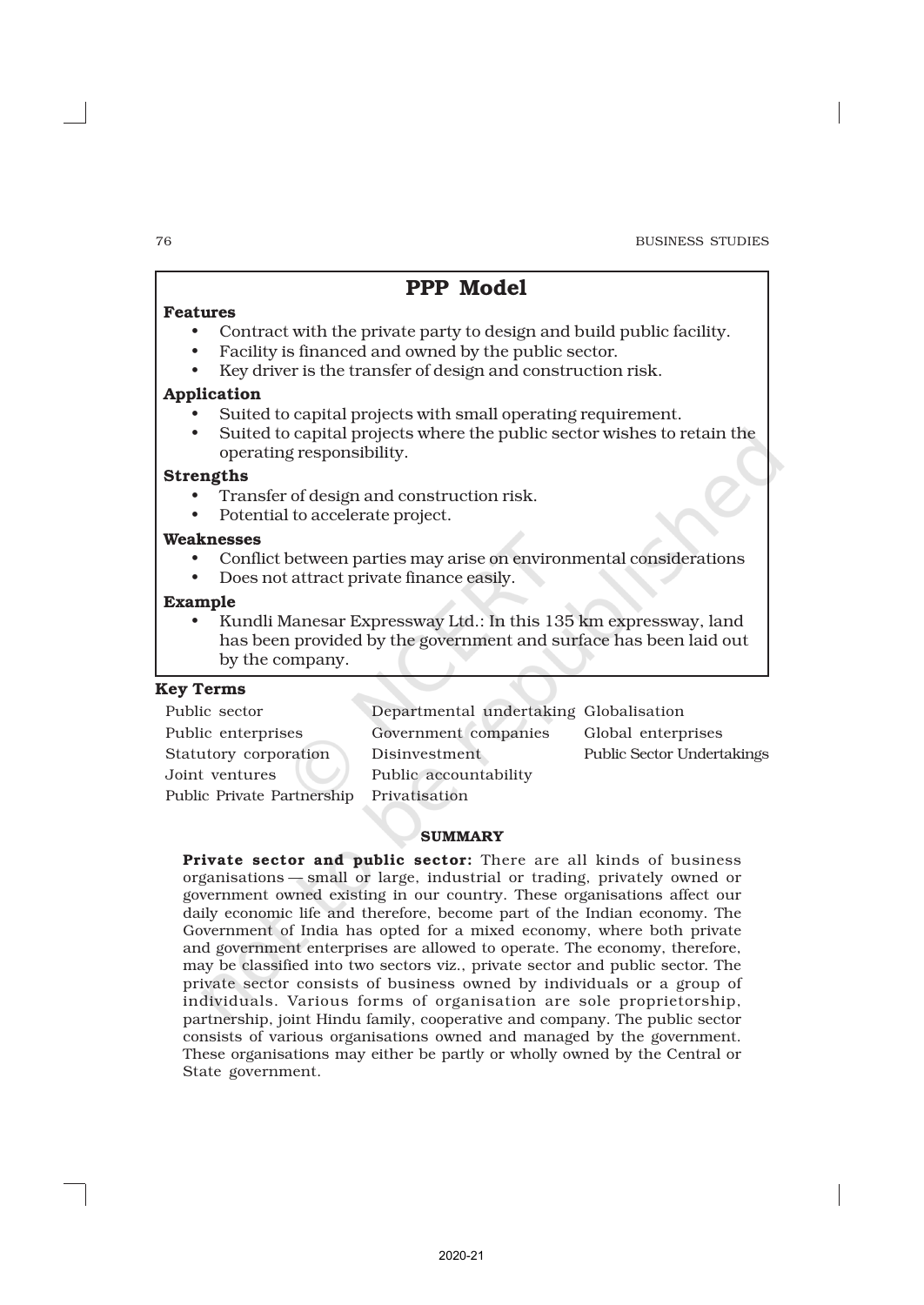## PPP Model

**Features**

- Contract with the private party to design and build public facility.
- Facility is financed and owned by the public sector.
- Key driver is the transfer of design and construction risk.

**Application**

- Suited to capital projects with small operating requirement.
- Suited to capital projects where the public sector wishes to retain the operating responsibility.

**Strengths**

- Transfer of design and construction risk.
- Potential to accelerate project.

**Weaknesses**

- Conflict between parties may arise on environmental considerations
- Does not attract private finance easily.

**Example**

- Kundli Manesar Expressway Ltd.: In this 135 km expressway, land has been provided by the government and surface has been laid out by the company.

### Key Terms

| | | |
|---|---|---|
| Public sector | Departmental undertaking | Globalisation |
| Public enterprises | Government companies | Global enterprises |
| Statutory corporation | Disinvestment | Public Sector Undertakings |
| Joint ventures | Public accountability | |
| Public Private Partnership | Privatisation | |

### SUMMARY

**Private sector and public sector:** There are all kinds of business organisations — small or large, industrial or trading, privately owned or government owned existing in our country. These organisations affect our daily economic life and therefore, become part of the Indian economy. The Government of India has opted for a mixed economy, where both private and government enterprises are allowed to operate. The economy, therefore, may be classified into two sectors viz., private sector and public sector. The private sector consists of business owned by individuals or a group of individuals. Various forms of organisation are sole proprietorship, partnership, joint Hindu family, cooperative and company. The public sector consists of various organisations owned and managed by the government. These organisations may either be partly or wholly owned by the Central or State government.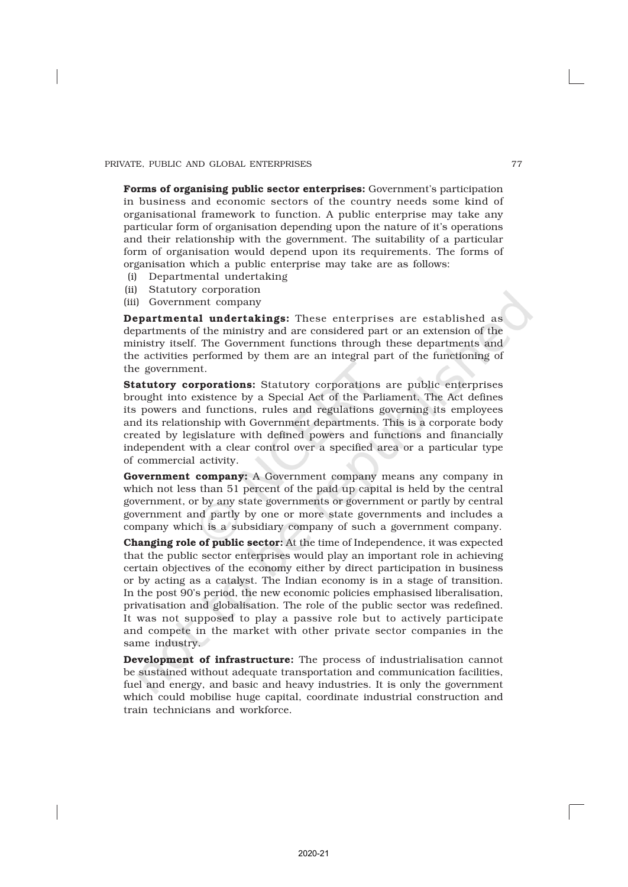**Forms of organising public sector enterprises:** Government's participation in business and economic sectors of the country needs some kind of organisational framework to function. A public enterprise may take any particular form of organisation depending upon the nature of it's operations and their relationship with the government. The suitability of a particular form of organisation would depend upon its requirements. The forms of organisation which a public enterprise may take are as follows:

(i) Departmental undertaking
(ii) Statutory corporation
(iii) Government company

**Departmental undertakings:** These enterprises are established as departments of the ministry and are considered part or an extension of the ministry itself. The Government functions through these departments and the activities performed by them are an integral part of the functioning of the government.

**Statutory corporations:** Statutory corporations are public enterprises brought into existence by a Special Act of the Parliament. The Act defines its powers and functions, rules and regulations governing its employees and its relationship with Government departments. This is a corporate body created by legislature with defined powers and functions and financially independent with a clear control over a specified area or a particular type of commercial activity.

**Government company:** A Government company means any company in which not less than 51 percent of the paid up capital is held by the central government, or by any state governments or government or partly by central government and partly by one or more state governments and includes a company which is a subsidiary company of such a government company.

**Changing role of public sector:** At the time of Independence, it was expected that the public sector enterprises would play an important role in achieving certain objectives of the economy either by direct participation in business or by acting as a catalyst. The Indian economy is in a stage of transition. In the post 90's period, the new economic policies emphasised liberalisation, privatisation and globalisation. The role of the public sector was redefined. It was not supposed to play a passive role but to actively participate and compete in the market with other private sector companies in the same industry.

**Development of infrastructure:** The process of industrialisation cannot be sustained without adequate transportation and communication facilities, fuel and energy, and basic and heavy industries. It is only the government which could mobilise huge capital, coordinate industrial construction and train technicians and workforce.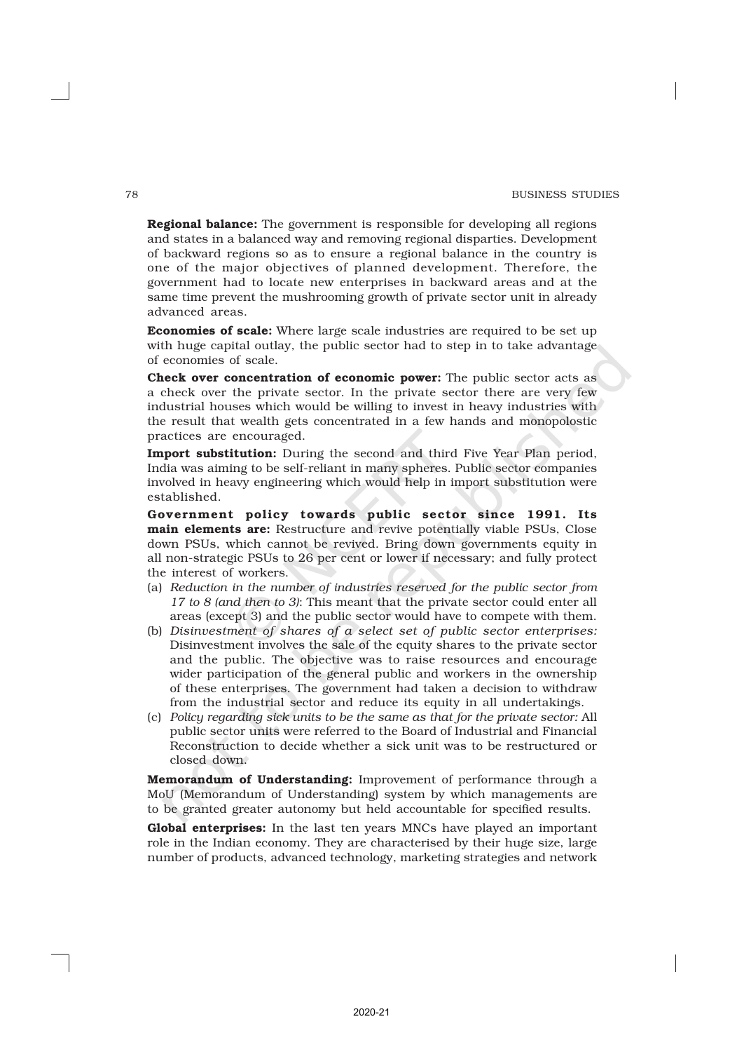**Regional balance:** The government is responsible for developing all regions and states in a balanced way and removing regional disparties. Development of backward regions so as to ensure a regional balance in the country is one of the major objectives of planned development. Therefore, the government had to locate new enterprises in backward areas and at the same time prevent the mushrooming growth of private sector unit in already advanced areas.

**Economies of scale:** Where large scale industries are required to be set up with huge capital outlay, the public sector had to step in to take advantage of economies of scale.

**Check over concentration of economic power:** The public sector acts as a check over the private sector. In the private sector there are very few industrial houses which would be willing to invest in heavy industries with the result that wealth gets concentrated in a few hands and monopolostic practices are encouraged.

**Import substitution:** During the second and third Five Year Plan period, India was aiming to be self-reliant in many spheres. Public sector companies involved in heavy engineering which would help in import substitution were established.

**Government policy towards public sector since 1991. Its main elements are:** Restructure and revive potentially viable PSUs, Close down PSUs, which cannot be revived. Bring down governments equity in all non-strategic PSUs to 26 per cent or lower if necessary; and fully protect the interest of workers.

(a) *Reduction in the number of industries reserved for the public sector from 17 to 8 (and then to 3)*: This meant that the private sector could enter all areas (except 3) and the public sector would have to compete with them.

(b) *Disinvestment of shares of a select set of public sector enterprises:* Disinvestment involves the sale of the equity shares to the private sector and the public. The objective was to raise resources and encourage wider participation of the general public and workers in the ownership of these enterprises. The government had taken a decision to withdraw from the industrial sector and reduce its equity in all undertakings.

(c) *Policy regarding sick units to be the same as that for the private sector:* All public sector units were referred to the Board of Industrial and Financial Reconstruction to decide whether a sick unit was to be restructured or closed down.

**Memorandum of Understanding:** Improvement of performance through a MoU (Memorandum of Understanding) system by which managements are to be granted greater autonomy but held accountable for specified results.

**Global enterprises:** In the last ten years MNCs have played an important role in the Indian economy. They are characterised by their huge size, large number of products, advanced technology, marketing strategies and network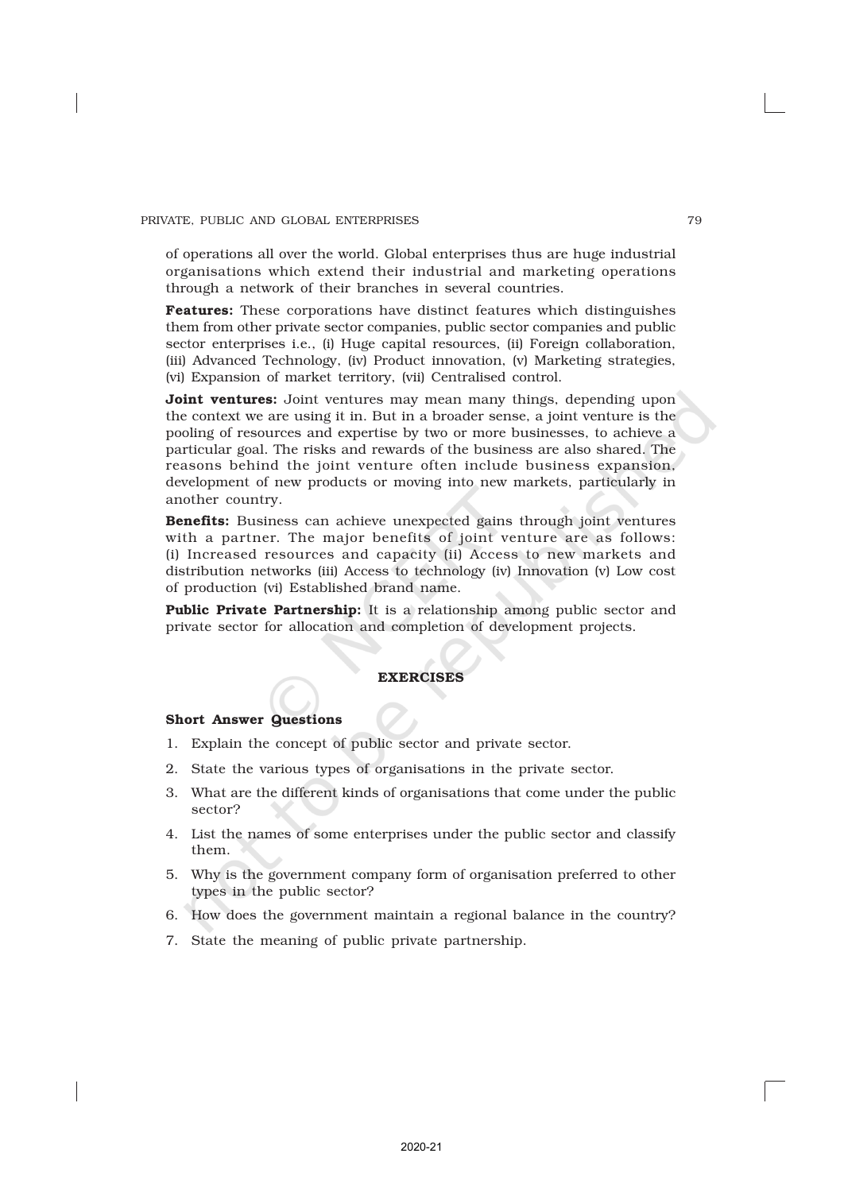of operations all over the world. Global enterprises thus are huge industrial organisations which extend their industrial and marketing operations through a network of their branches in several countries.

**Features:** These corporations have distinct features which distinguishes them from other private sector companies, public sector companies and public sector enterprises i.e., (i) Huge capital resources, (ii) Foreign collaboration, (iii) Advanced Technology, (iv) Product innovation, (v) Marketing strategies, (vi) Expansion of market territory, (vii) Centralised control.

**Joint ventures:** Joint ventures may mean many things, depending upon the context we are using it in. But in a broader sense, a joint venture is the pooling of resources and expertise by two or more businesses, to achieve a particular goal. The risks and rewards of the business are also shared. The reasons behind the joint venture often include business expansion, development of new products or moving into new markets, particularly in another country.

**Benefits:** Business can achieve unexpected gains through joint ventures with a partner. The major benefits of joint venture are as follows: (i) Increased resources and capacity (ii) Access to new markets and distribution networks (iii) Access to technology (iv) Innovation (v) Low cost of production (vi) Established brand name.

**Public Private Partnership:** It is a relationship among public sector and private sector for allocation and completion of development projects.

## EXERCISES

### Short Answer Questions

1. Explain the concept of public sector and private sector.
2. State the various types of organisations in the private sector.
3. What are the different kinds of organisations that come under the public sector?
4. List the names of some enterprises under the public sector and classify them.
5. Why is the government company form of organisation preferred to other types in the public sector?
6. How does the government maintain a regional balance in the country?
7. State the meaning of public private partnership.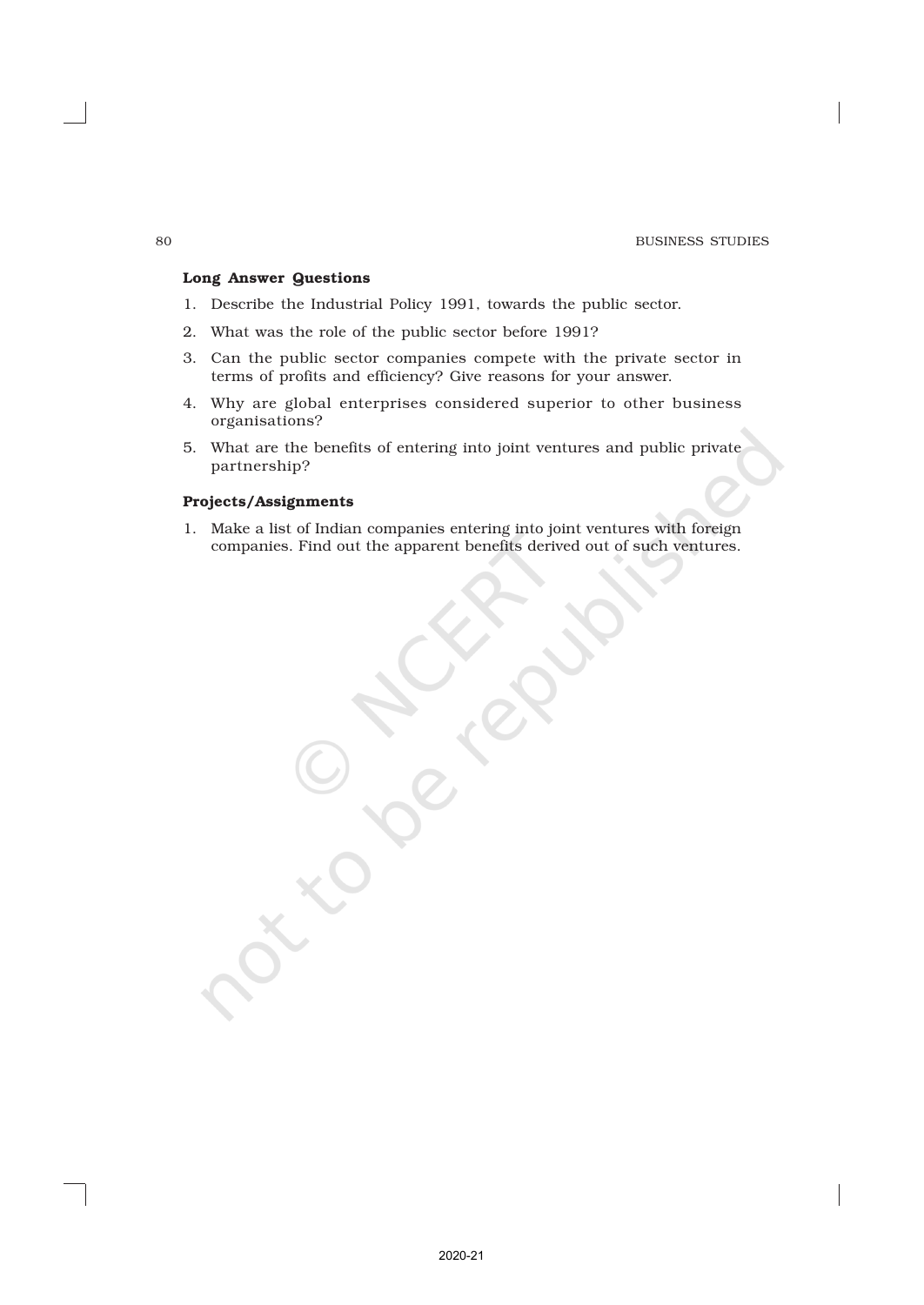**Long Answer Questions**

1. Describe the Industrial Policy 1991, towards the public sector.
2. What was the role of the public sector before 1991?
3. Can the public sector companies compete with the private sector in terms of profits and efficiency? Give reasons for your answer.
4. Why are global enterprises considered superior to other business organisations?
5. What are the benefits of entering into joint ventures and public private partnership?

**Projects/Assignments**

1. Make a list of Indian companies entering into joint ventures with foreign companies. Find out the apparent benefits derived out of such ventures.